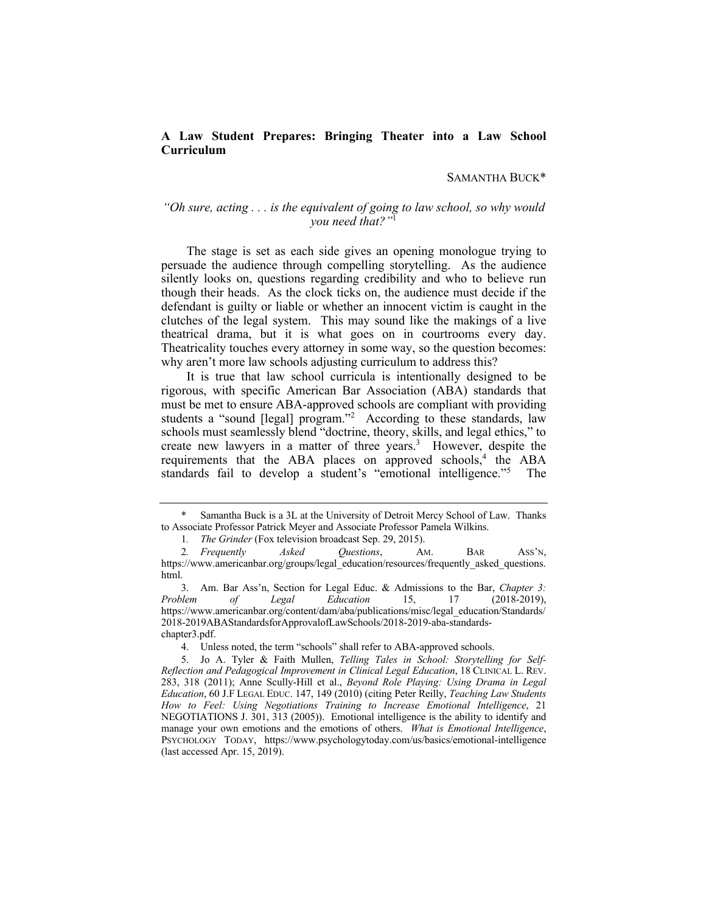## A Law Student Prepares: Bringing Theater into a Law School Curriculum

SAMANTHA BUCK*

*"Oh sure, acting . . . is the equivalent of going to law school, so why would you need that?"*[1]

The stage is set as each side gives an opening monologue trying to persuade the audience through compelling storytelling. As the audience silently looks on, questions regarding credibility and who to believe run though their heads. As the clock ticks on, the audience must decide if the defendant is guilty or liable or whether an innocent victim is caught in the clutches of the legal system. This may sound like the makings of a live theatrical drama, but it is what goes on in courtrooms every day. Theatricality touches every attorney in some way, so the question becomes: why aren't more law schools adjusting curriculum to address this?

It is true that law school curricula is intentionally designed to be rigorous, with specific American Bar Association (ABA) standards that must be met to ensure ABA-approved schools are compliant with providing students a "sound [legal] program."[2] According to these standards, law schools must seamlessly blend "doctrine, theory, skills, and legal ethics," to create new lawyers in a matter of three years.[3] However, despite the requirements that the ABA places on approved schools,[4] the ABA standards fail to develop a student's "emotional intelligence."[5] The

---

\* Samantha Buck is a 3L at the University of Detroit Mercy School of Law. Thanks to Associate Professor Patrick Meyer and Associate Professor Pamela Wilkins.

1. *The Grinder* (Fox television broadcast Sep. 29, 2015).

2. *Frequently Asked Questions*, AM. BAR ASS'N, https://www.americanbar.org/groups/legal_education/resources/frequently_asked_questions.html.

3. Am. Bar Ass'n, Section for Legal Educ. & Admissions to the Bar, *Chapter 3: Problem of Legal Education* 15, 17 (2018-2019), https://www.americanbar.org/content/dam/aba/publications/misc/legal_education/Standards/2018-2019ABAStandardsforApprovalofLawSchools/2018-2019-aba-standards-chapter3.pdf.

4. Unless noted, the term "schools" shall refer to ABA-approved schools.

5. Jo A. Tyler & Faith Mullen, *Telling Tales in School: Storytelling for Self-Reflection and Pedagogical Improvement in Clinical Legal Education*, 18 CLINICAL L. REV. 283, 318 (2011); Anne Scully-Hill et al., *Beyond Role Playing: Using Drama in Legal Education*, 60 J.F LEGAL EDUC. 147, 149 (2010) (citing Peter Reilly, *Teaching Law Students How to Feel: Using Negotiations Training to Increase Emotional Intelligence*, 21 NEGOTIATIONS J. 301, 313 (2005)). Emotional intelligence is the ability to identify and manage your own emotions and the emotions of others. *What is Emotional Intelligence*, PSYCHOLOGY TODAY, https://www.psychologytoday.com/us/basics/emotional-intelligence (last accessed Apr. 15, 2019).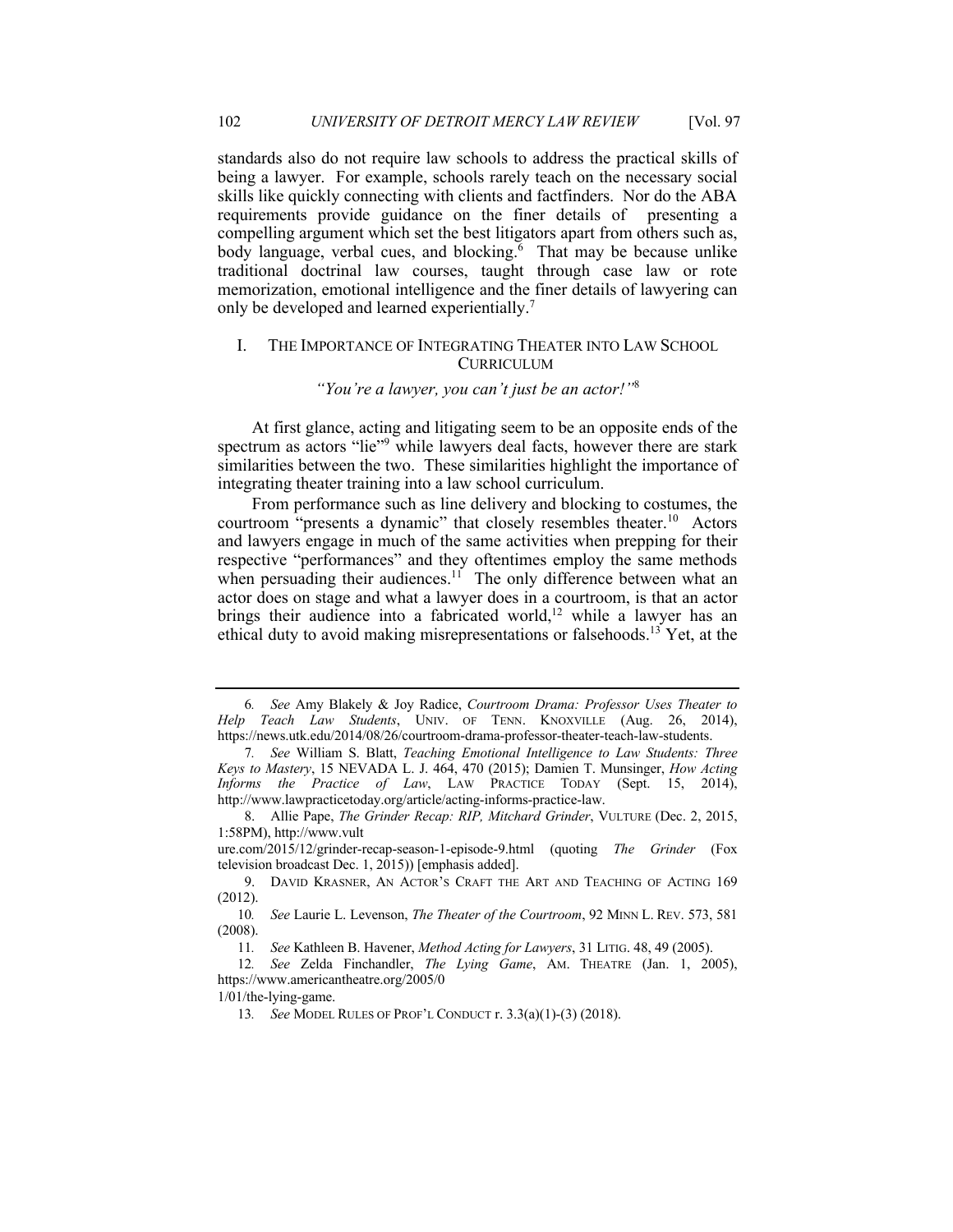standards also do not require law schools to address the practical skills of being a lawyer. For example, schools rarely teach on the necessary social skills like quickly connecting with clients and factfinders. Nor do the ABA requirements provide guidance on the finer details of presenting a compelling argument which set the best litigators apart from others such as, body language, verbal cues, and blocking.[6] That may be because unlike traditional doctrinal law courses, taught through case law or rote memorization, emotional intelligence and the finer details of lawyering can only be developed and learned experientially.[7]

## I. THE IMPORTANCE OF INTEGRATING THEATER INTO LAW SCHOOL CURRICULUM

*"You're a lawyer, you can't just be an actor!"*[8]

At first glance, acting and litigating seem to be an opposite ends of the spectrum as actors "lie"[9] while lawyers deal facts, however there are stark similarities between the two. These similarities highlight the importance of integrating theater training into a law school curriculum.

From performance such as line delivery and blocking to costumes, the courtroom "presents a dynamic" that closely resembles theater.[10] Actors and lawyers engage in much of the same activities when prepping for their respective "performances" and they oftentimes employ the same methods when persuading their audiences.[11] The only difference between what an actor does on stage and what a lawyer does in a courtroom, is that an actor brings their audience into a fabricated world,[12] while a lawyer has an ethical duty to avoid making misrepresentations or falsehoods.[13] Yet, at the

---

6. *See* Amy Blakely & Joy Radice, *Courtroom Drama: Professor Uses Theater to Help Teach Law Students*, UNIV. OF TENN. KNOXVILLE (Aug. 26, 2014), https://news.utk.edu/2014/08/26/courtroom-drama-professor-theater-teach-law-students.

7. *See* William S. Blatt, *Teaching Emotional Intelligence to Law Students: Three Keys to Mastery*, 15 NEVADA L. J. 464, 470 (2015); Damien T. Munsinger, *How Acting Informs the Practice of Law*, LAW PRACTICE TODAY (Sept. 15, 2014), http://www.lawpracticetoday.org/article/acting-informs-practice-law.

8. Allie Pape, *The Grinder Recap: RIP, Mitchard Grinder*, VULTURE (Dec. 2, 2015, 1:58PM), http://www.vulture.com/2015/12/grinder-recap-season-1-episode-9.html (quoting *The Grinder* (Fox television broadcast Dec. 1, 2015)) [emphasis added].

9. DAVID KRASNER, AN ACTOR'S CRAFT THE ART AND TEACHING OF ACTING 169 (2012).

10. *See* Laurie L. Levenson, *The Theater of the Courtroom*, 92 MINN L. REV. 573, 581 (2008).

11. *See* Kathleen B. Havener, *Method Acting for Lawyers*, 31 LITIG. 48, 49 (2005).

12. *See* Zelda Finchandler, *The Lying Game*, AM. THEATRE (Jan. 1, 2005), https://www.americantheatre.org/2005/01/01/the-lying-game.

13. *See* MODEL RULES OF PROF'L CONDUCT r. 3.3(a)(1)-(3) (2018).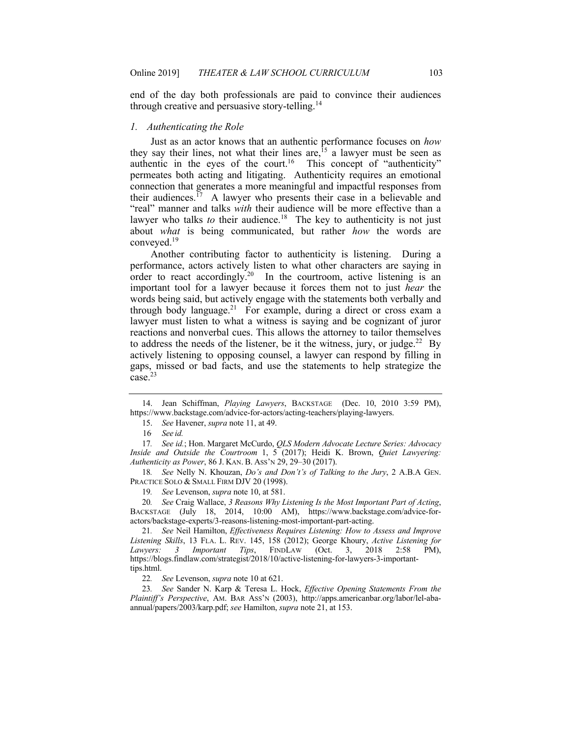end of the day both professionals are paid to convince their audiences through creative and persuasive story-telling.[14]

### *1. Authenticating the Role*

Just as an actor knows that an authentic performance focuses on *how* they say their lines, not what their lines are,[15] a lawyer must be seen as authentic in the eyes of the court.[16] This concept of "authenticity" permeates both acting and litigating. Authenticity requires an emotional connection that generates a more meaningful and impactful responses from their audiences.[17] A lawyer who presents their case in a believable and "real" manner and talks *with* their audience will be more effective than a lawyer who talks *to* their audience.[18] The key to authenticity is not just about *what* is being communicated, but rather *how* the words are conveyed.[19]

Another contributing factor to authenticity is listening. During a performance, actors actively listen to what other characters are saying in order to react accordingly.[20] In the courtroom, active listening is an important tool for a lawyer because it forces them not to just *hear* the words being said, but actively engage with the statements both verbally and through body language.[21] For example, during a direct or cross exam a lawyer must listen to what a witness is saying and be cognizant of juror reactions and nonverbal cues. This allows the attorney to tailor themselves to address the needs of the listener, be it the witness, jury, or judge.[22] By actively listening to opposing counsel, a lawyer can respond by filling in gaps, missed or bad facts, and use the statements to help strategize the case.[23]

---

14. Jean Schiffman, *Playing Lawyers*, BACKSTAGE (Dec. 10, 2010 3:59 PM), https://www.backstage.com/advice-for-actors/acting-teachers/playing-lawyers.

15. *See* Havener, *supra* note 11, at 49.

16. *See id.*

17. *See id.*; Hon. Margaret McCurdo, *QLS Modern Advocate Lecture Series: Advocacy Inside and Outside the Courtroom* 1, 5 (2017); Heidi K. Brown, *Quiet Lawyering: Authenticity as Power*, 86 J. KAN. B. ASS'N 29, 29–30 (2017).

18. *See* Nelly N. Khouzan, *Do's and Don't's of Talking to the Jury*, 2 A.B.A GEN. PRACTICE SOLO & SMALL FIRM DJV 20 (1998).

19. *See* Levenson, *supra* note 10, at 581.

20. *See* Craig Wallace, *3 Reasons Why Listening Is the Most Important Part of Acting*, BACKSTAGE (July 18, 2014, 10:00 AM), https://www.backstage.com/advice-for-actors/backstage-experts/3-reasons-listening-most-important-part-acting.

21. *See* Neil Hamilton, *Effectiveness Requires Listening: How to Assess and Improve Listening Skills*, 13 FLA. L. REV. 145, 158 (2012); George Khoury, *Active Listening for Lawyers: 3 Important Tips*, FINDLAW (Oct. 3, 2018 2:58 PM), https://blogs.findlaw.com/strategist/2018/10/active-listening-for-lawyers-3-important-tips.html.

22. *See* Levenson, *supra* note 10 at 621.

23. *See* Sander N. Karp & Teresa L. Hock, *Effective Opening Statements From the Plaintiff's Perspective*, AM. BAR ASS'N (2003), http://apps.americanbar.org/labor/lel-aba-annual/papers/2003/karp.pdf; *see* Hamilton, *supra* note 21, at 153.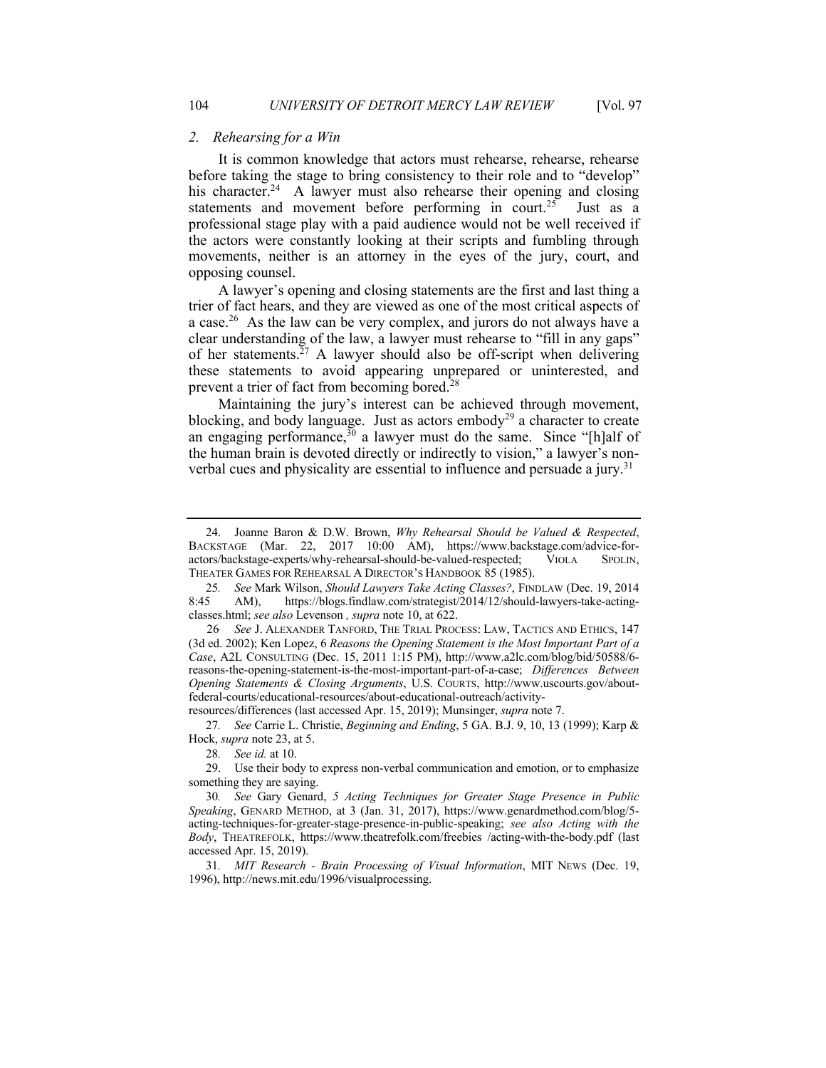### 2. *Rehearsing for a Win*

It is common knowledge that actors must rehearse, rehearse, rehearse before taking the stage to bring consistency to their role and to "develop" his character.[24] A lawyer must also rehearse their opening and closing statements and movement before performing in court.[25] Just as a professional stage play with a paid audience would not be well received if the actors were constantly looking at their scripts and fumbling through movements, neither is an attorney in the eyes of the jury, court, and opposing counsel.

A lawyer's opening and closing statements are the first and last thing a trier of fact hears, and they are viewed as one of the most critical aspects of a case.[26] As the law can be very complex, and jurors do not always have a clear understanding of the law, a lawyer must rehearse to "fill in any gaps" of her statements.[27] A lawyer should also be off-script when delivering these statements to avoid appearing unprepared or uninterested, and prevent a trier of fact from becoming bored.[28]

Maintaining the jury's interest can be achieved through movement, blocking, and body language. Just as actors embody[29] a character to create an engaging performance,[30] a lawyer must do the same. Since "[h]alf of the human brain is devoted directly or indirectly to vision," a lawyer's non-verbal cues and physicality are essential to influence and persuade a jury.[31]

---

24. Joanne Baron & D.W. Brown, *Why Rehearsal Should be Valued & Respected*, BACKSTAGE (Mar. 22, 2017 10:00 AM), https://www.backstage.com/advice-for-actors/backstage-experts/why-rehearsal-should-be-valued-respected; VIOLA SPOLIN, THEATER GAMES FOR REHEARSAL A DIRECTOR'S HANDBOOK 85 (1985).

25. *See* Mark Wilson, *Should Lawyers Take Acting Classes?*, FINDLAW (Dec. 19, 2014 8:45 AM), https://blogs.findlaw.com/strategist/2014/12/should-lawyers-take-acting-classes.html; *see also* Levenson *, supra* note 10, at 622.

26. *See* J. ALEXANDER TANFORD, THE TRIAL PROCESS: LAW, TACTICS AND ETHICS, 147 (3d ed. 2002); Ken Lopez, 6 *Reasons the Opening Statement is the Most Important Part of a Case*, A2L CONSULTING (Dec. 15, 2011 1:15 PM), http://www.a2lc.com/blog/bid/50588/6-reasons-the-opening-statement-is-the-most-important-part-of-a-case; *Differences Between Opening Statements & Closing Arguments*, U.S. COURTS, http://www.uscourts.gov/about-federal-courts/educational-resources/about-educational-outreach/activity-resources/differences (last accessed Apr. 15, 2019); Munsinger, *supra* note 7.

27. *See* Carrie L. Christie, *Beginning and Ending*, 5 GA. B.J. 9, 10, 13 (1999); Karp & Hock, *supra* note 23, at 5.

28. *See id.* at 10.

29. Use their body to express non-verbal communication and emotion, or to emphasize something they are saying.

30. *See* Gary Genard, *5 Acting Techniques for Greater Stage Presence in Public Speaking*, GENARD METHOD, at 3 (Jan. 31, 2017), https://www.genardmethod.com/blog/5-acting-techniques-for-greater-stage-presence-in-public-speaking; *see also Acting with the Body*, THEATREFOLK, https://www.theatrefolk.com/freebies /acting-with-the-body.pdf (last accessed Apr. 15, 2019).

31. *MIT Research - Brain Processing of Visual Information*, MIT NEWS (Dec. 19, 1996), http://news.mit.edu/1996/visualprocessing.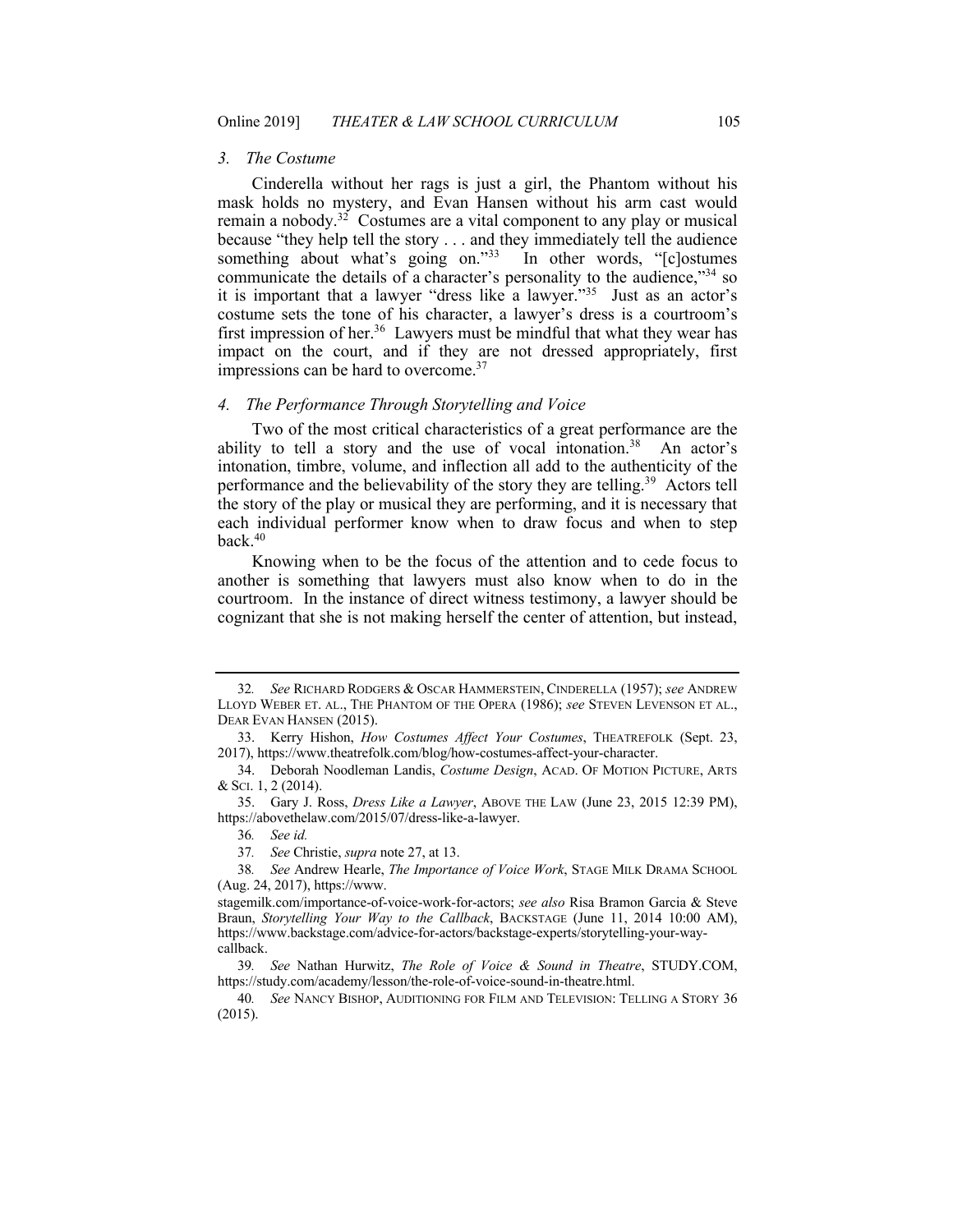### *3. The Costume*

Cinderella without her rags is just a girl, the Phantom without his mask holds no mystery, and Evan Hansen without his arm cast would remain a nobody.[32] Costumes are a vital component to any play or musical because "they help tell the story . . . and they immediately tell the audience something about what's going on."[33] In other words, "[c]ostumes communicate the details of a character's personality to the audience,"[34] so it is important that a lawyer "dress like a lawyer."[35] Just as an actor's costume sets the tone of his character, a lawyer's dress is a courtroom's first impression of her.[36] Lawyers must be mindful that what they wear has impact on the court, and if they are not dressed appropriately, first impressions can be hard to overcome.[37]

### *4. The Performance Through Storytelling and Voice*

Two of the most critical characteristics of a great performance are the ability to tell a story and the use of vocal intonation.[38] An actor's intonation, timbre, volume, and inflection all add to the authenticity of the performance and the believability of the story they are telling.[39] Actors tell the story of the play or musical they are performing, and it is necessary that each individual performer know when to draw focus and when to step back.[40]

Knowing when to be the focus of the attention and to cede focus to another is something that lawyers must also know when to do in the courtroom. In the instance of direct witness testimony, a lawyer should be cognizant that she is not making herself the center of attention, but instead,

---

32. *See* RICHARD RODGERS & OSCAR HAMMERSTEIN, CINDERELLA (1957); *see* ANDREW LLOYD WEBER ET. AL., THE PHANTOM OF THE OPERA (1986); *see* STEVEN LEVENSON ET AL., DEAR EVAN HANSEN (2015).

33. Kerry Hishon, *How Costumes Affect Your Costumes*, THEATREFOLK (Sept. 23, 2017), https://www.theatrefolk.com/blog/how-costumes-affect-your-character.

34. Deborah Noodleman Landis, *Costume Design*, ACAD. OF MOTION PICTURE, ARTS & SCI. 1, 2 (2014).

35. Gary J. Ross, *Dress Like a Lawyer*, ABOVE THE LAW (June 23, 2015 12:39 PM), https://abovethelaw.com/2015/07/dress-like-a-lawyer.

36. *See id.*

37. *See* Christie, *supra* note 27, at 13.

38. *See* Andrew Hearle, *The Importance of Voice Work*, STAGE MILK DRAMA SCHOOL (Aug. 24, 2017), https://www.stagemilk.com/importance-of-voice-work-for-actors; *see also* Risa Bramon Garcia & Steve Braun, *Storytelling Your Way to the Callback*, BACKSTAGE (June 11, 2014 10:00 AM), https://www.backstage.com/advice-for-actors/backstage-experts/storytelling-your-way-callback.

39. *See* Nathan Hurwitz, *The Role of Voice & Sound in Theatre*, STUDY.COM, https://study.com/academy/lesson/the-role-of-voice-sound-in-theatre.html.

40. *See* NANCY BISHOP, AUDITIONING FOR FILM AND TELEVISION: TELLING A STORY 36 (2015).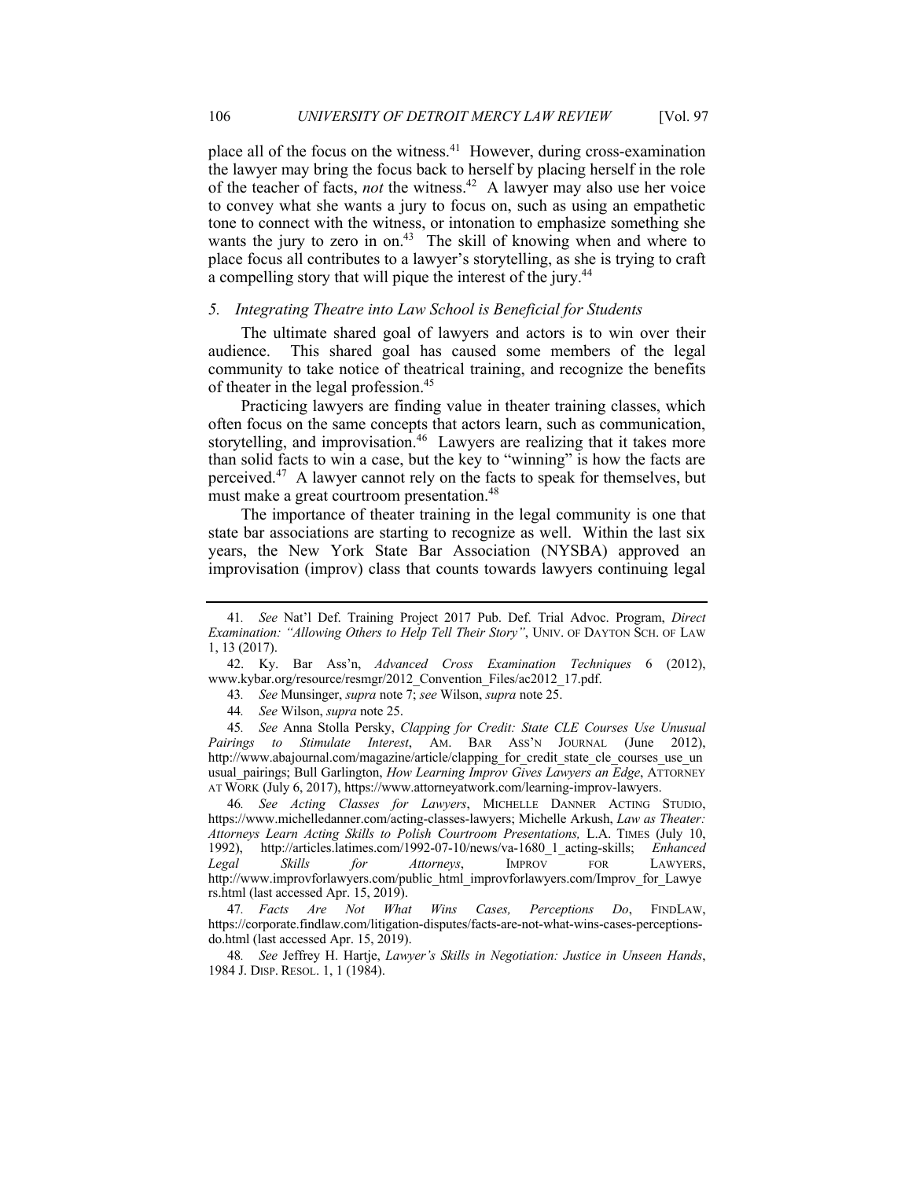place all of the focus on the witness.[41] However, during cross-examination the lawyer may bring the focus back to herself by placing herself in the role of the teacher of facts, *not* the witness.[42] A lawyer may also use her voice to convey what she wants a jury to focus on, such as using an empathetic tone to connect with the witness, or intonation to emphasize something she wants the jury to zero in on.[43] The skill of knowing when and where to place focus all contributes to a lawyer's storytelling, as she is trying to craft a compelling story that will pique the interest of the jury.[44]

### *5. Integrating Theatre into Law School is Beneficial for Students*

The ultimate shared goal of lawyers and actors is to win over their audience. This shared goal has caused some members of the legal community to take notice of theatrical training, and recognize the benefits of theater in the legal profession.[45]

Practicing lawyers are finding value in theater training classes, which often focus on the same concepts that actors learn, such as communication, storytelling, and improvisation.[46] Lawyers are realizing that it takes more than solid facts to win a case, but the key to "winning" is how the facts are perceived.[47] A lawyer cannot rely on the facts to speak for themselves, but must make a great courtroom presentation.[48]

The importance of theater training in the legal community is one that state bar associations are starting to recognize as well. Within the last six years, the New York State Bar Association (NYSBA) approved an improvisation (improv) class that counts towards lawyers continuing legal

---

41. *See* Nat'l Def. Training Project 2017 Pub. Def. Trial Advoc. Program, *Direct Examination: "Allowing Others to Help Tell Their Story"*, UNIV. OF DAYTON SCH. OF LAW 1, 13 (2017).

42. Ky. Bar Ass'n, *Advanced Cross Examination Techniques* 6 (2012), www.kybar.org/resource/resmgr/2012_Convention_Files/ac2012_17.pdf.

43. *See* Munsinger, *supra* note 7; *see* Wilson, *supra* note 25.

44. *See* Wilson, *supra* note 25.

45. *See* Anna Stolla Persky, *Clapping for Credit: State CLE Courses Use Unusual Pairings to Stimulate Interest*, AM. BAR ASS'N JOURNAL (June 2012), http://www.abajournal.com/magazine/article/clapping_for_credit_state_cle_courses_use_unusual_pairings; Bull Garlington, *How Learning Improv Gives Lawyers an Edge*, ATTORNEY AT WORK (July 6, 2017), https://www.attorneyatwork.com/learning-improv-lawyers.

46. *See Acting Classes for Lawyers*, MICHELLE DANNER ACTING STUDIO, https://www.michelledanner.com/acting-classes-lawyers; Michelle Arkush, *Law as Theater: Attorneys Learn Acting Skills to Polish Courtroom Presentations,* L.A. TIMES (July 10, 1992), http://articles.latimes.com/1992-07-10/news/va-1680_1_acting-skills; *Enhanced Legal Skills for Attorneys*, IMPROV FOR LAWYERS, http://www.improvforlawyers.com/public_html_improvforlawyers.com/Improv_for_Lawyers.html (last accessed Apr. 15, 2019).

47. *Facts Are Not What Wins Cases, Perceptions Do*, FINDLAW, https://corporate.findlaw.com/litigation-disputes/facts-are-not-what-wins-cases-perceptions-do.html (last accessed Apr. 15, 2019).

48. *See* Jeffrey H. Hartje, *Lawyer's Skills in Negotiation: Justice in Unseen Hands*, 1984 J. DISP. RESOL. 1, 1 (1984).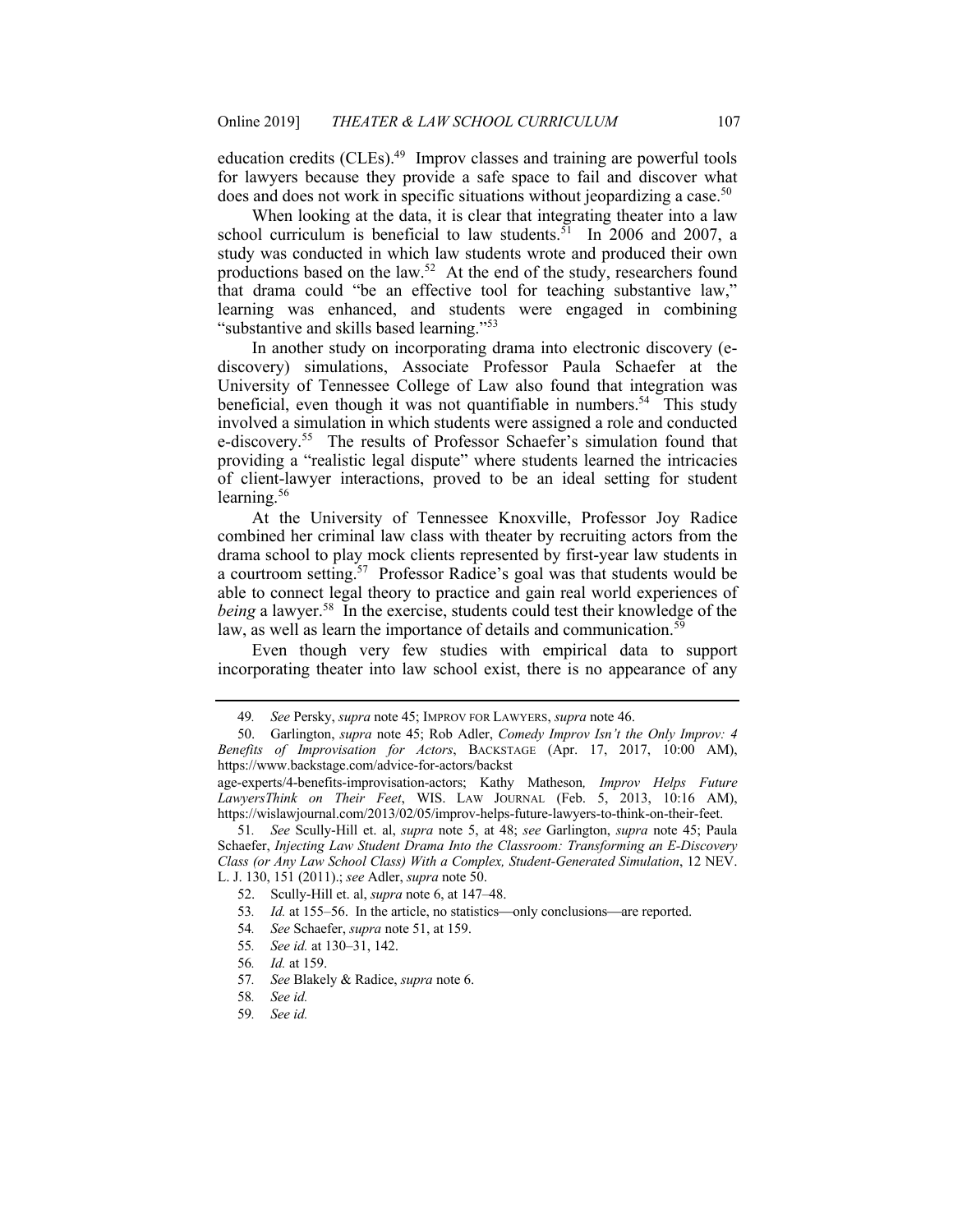education credits (CLEs).[49] Improv classes and training are powerful tools for lawyers because they provide a safe space to fail and discover what does and does not work in specific situations without jeopardizing a case.[50]

When looking at the data, it is clear that integrating theater into a law school curriculum is beneficial to law students.[51] In 2006 and 2007, a study was conducted in which law students wrote and produced their own productions based on the law.[52] At the end of the study, researchers found that drama could "be an effective tool for teaching substantive law," learning was enhanced, and students were engaged in combining "substantive and skills based learning."[53]

In another study on incorporating drama into electronic discovery (e-discovery) simulations, Associate Professor Paula Schaefer at the University of Tennessee College of Law also found that integration was beneficial, even though it was not quantifiable in numbers.[54] This study involved a simulation in which students were assigned a role and conducted e-discovery.[55] The results of Professor Schaefer's simulation found that providing a "realistic legal dispute" where students learned the intricacies of client-lawyer interactions, proved to be an ideal setting for student learning.[56]

At the University of Tennessee Knoxville, Professor Joy Radice combined her criminal law class with theater by recruiting actors from the drama school to play mock clients represented by first-year law students in a courtroom setting.[57] Professor Radice's goal was that students would be able to connect legal theory to practice and gain real world experiences of *being* a lawyer.[58] In the exercise, students could test their knowledge of the law, as well as learn the importance of details and communication.[59]

Even though very few studies with empirical data to support incorporating theater into law school exist, there is no appearance of any

---

49. *See* Persky, *supra* note 45; IMPROV FOR LAWYERS, *supra* note 46.

50. Garlington, *supra* note 45; Rob Adler, *Comedy Improv Isn't the Only Improv: 4 Benefits of Improvisation for Actors*, BACKSTAGE (Apr. 17, 2017, 10:00 AM), https://www.backstage.com/advice-for-actors/backst age-experts/4-benefits-improvisation-actors; Kathy Matheson*, Improv Helps Future LawyersThink on Their Feet*, WIS. LAW JOURNAL (Feb. 5, 2013, 10:16 AM), https://wislawjournal.com/2013/02/05/improv-helps-future-lawyers-to-think-on-their-feet.

51. *See* Scully-Hill et. al, *supra* note 5, at 48; *see* Garlington, *supra* note 45; Paula Schaefer, *Injecting Law Student Drama Into the Classroom: Transforming an E-Discovery Class (or Any Law School Class) With a Complex, Student-Generated Simulation*, 12 NEV. L. J. 130, 151 (2011).; *see* Adler, *supra* note 50.

52. Scully-Hill et. al, *supra* note 6, at 147–48.

53. *Id.* at 155–56. In the article, no statistics—only conclusions—are reported.

54. *See* Schaefer, *supra* note 51, at 159.

55. *See id.* at 130–31, 142.

56. *Id.* at 159.

57. *See* Blakely & Radice, *supra* note 6.

58. *See id.*

59. *See id.*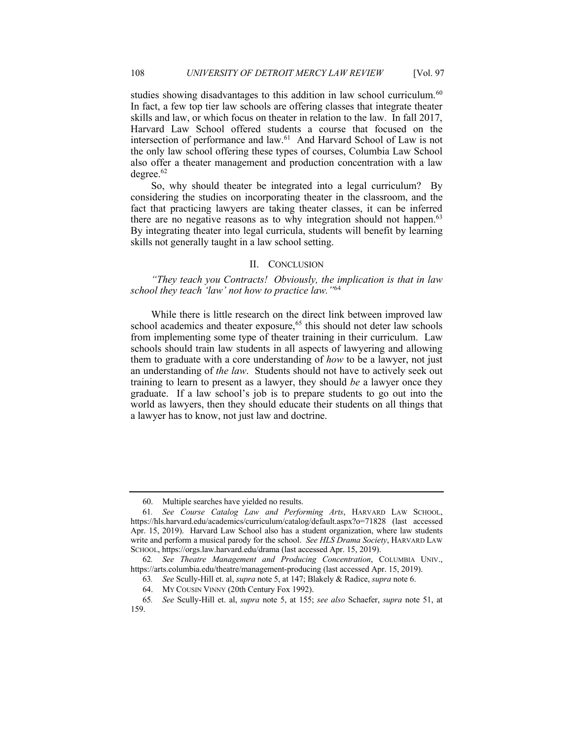studies showing disadvantages to this addition in law school curriculum.[60] In fact, a few top tier law schools are offering classes that integrate theater skills and law, or which focus on theater in relation to the law. In fall 2017, Harvard Law School offered students a course that focused on the intersection of performance and law.[61] And Harvard School of Law is not the only law school offering these types of courses, Columbia Law School also offer a theater management and production concentration with a law degree.[62]

So, why should theater be integrated into a legal curriculum? By considering the studies on incorporating theater in the classroom, and the fact that practicing lawyers are taking theater classes, it can be inferred there are no negative reasons as to why integration should not happen.[63] By integrating theater into legal curricula, students will benefit by learning skills not generally taught in a law school setting.

## II. CONCLUSION

*"They teach you Contracts! Obviously, the implication is that in law school they teach 'law' not how to practice law."*[64]

While there is little research on the direct link between improved law school academics and theater exposure,[65] this should not deter law schools from implementing some type of theater training in their curriculum. Law schools should train law students in all aspects of lawyering and allowing them to graduate with a core understanding of *how* to be a lawyer, not just an understanding of *the law*. Students should not have to actively seek out training to learn to present as a lawyer, they should *be* a lawyer once they graduate. If a law school's job is to prepare students to go out into the world as lawyers, then they should educate their students on all things that a lawyer has to know, not just law and doctrine.

---

60. Multiple searches have yielded no results.

61. *See Course Catalog Law and Performing Arts*, HARVARD LAW SCHOOL, https://hls.harvard.edu/academics/curriculum/catalog/default.aspx?o=71828 (last accessed Apr. 15, 2019). Harvard Law School also has a student organization, where law students write and perform a musical parody for the school. *See HLS Drama Society*, HARVARD LAW SCHOOL, https://orgs.law.harvard.edu/drama (last accessed Apr. 15, 2019).

62. *See Theatre Management and Producing Concentration*, COLUMBIA UNIV., https://arts.columbia.edu/theatre/management-producing (last accessed Apr. 15, 2019).

63. *See* Scully-Hill et. al, *supra* note 5, at 147; Blakely & Radice, *supra* note 6.

64. MY COUSIN VINNY (20th Century Fox 1992).

65. *See* Scully-Hill et. al, *supra* note 5, at 155; *see also* Schaefer, *supra* note 51, at 159.